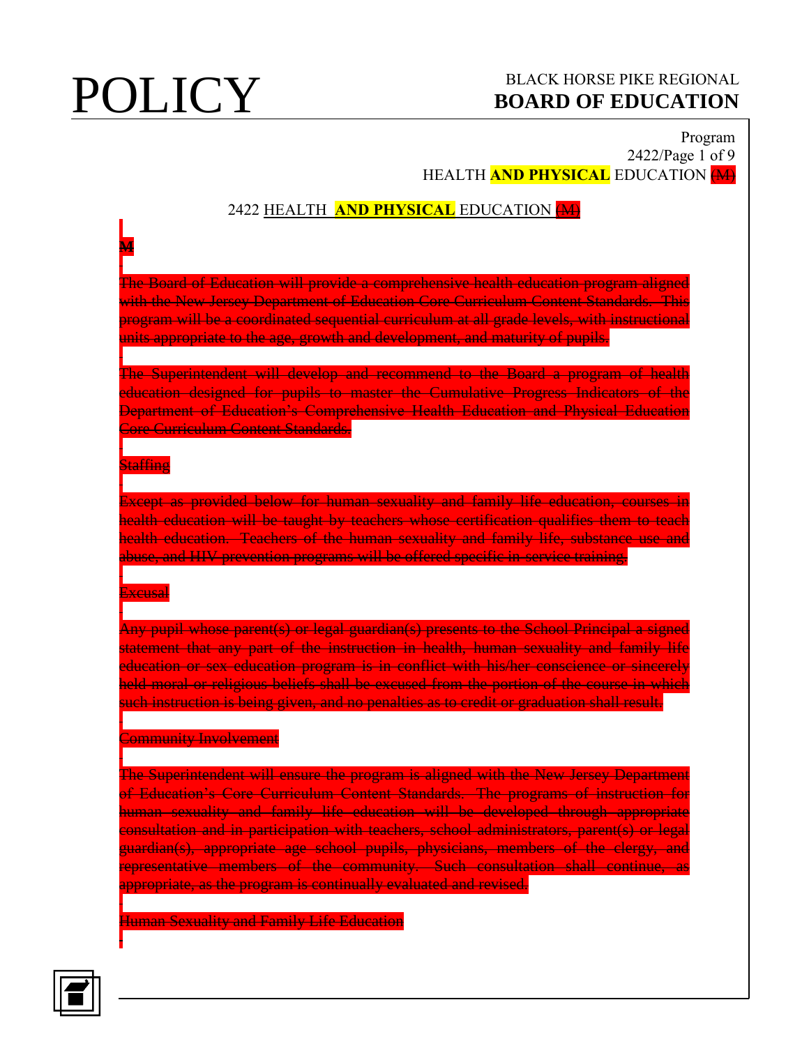# POLICY

BLACK HORSE PIKE REGIONAL
**BOARD OF EDUCATION**

Program

## 2422 HEALTH **AND PHYSICAL** EDUCATION ~~(M)~~

~~M~~

~~The Board of Education will provide a comprehensive health education program aligned with the New Jersey Department of Education Core Curriculum Content Standards. This program will be a coordinated sequential curriculum at all grade levels, with instructional units appropriate to the age, growth and development, and maturity of pupils.~~

~~The Superintendent will develop and recommend to the Board a program of health education designed for pupils to master the Cumulative Progress Indicators of the Department of Education's Comprehensive Health Education and Physical Education Core Curriculum Content Standards.~~

~~Staffing~~

~~Except as provided below for human sexuality and family life education, courses in health education will be taught by teachers whose certification qualifies them to teach health education. Teachers of the human sexuality and family life, substance use and abuse, and HIV prevention programs will be offered specific in-service training.~~

~~Excusal~~

~~Any pupil whose parent(s) or legal guardian(s) presents to the School Principal a signed statement that any part of the instruction in health, human sexuality and family life education or sex education program is in conflict with his/her conscience or sincerely held moral or religious beliefs shall be excused from the portion of the course in which such instruction is being given, and no penalties as to credit or graduation shall result.~~

~~Community Involvement~~

~~The Superintendent will ensure the program is aligned with the New Jersey Department of Education's Core Curriculum Content Standards. The programs of instruction for human sexuality and family life education will be developed through appropriate consultation and in participation with teachers, school administrators, parent(s) or legal guardian(s), appropriate age school pupils, physicians, members of the clergy, and representative members of the community. Such consultation shall continue, as appropriate, as the program is continually evaluated and revised.~~

~~Human Sexuality and Family Life Education~~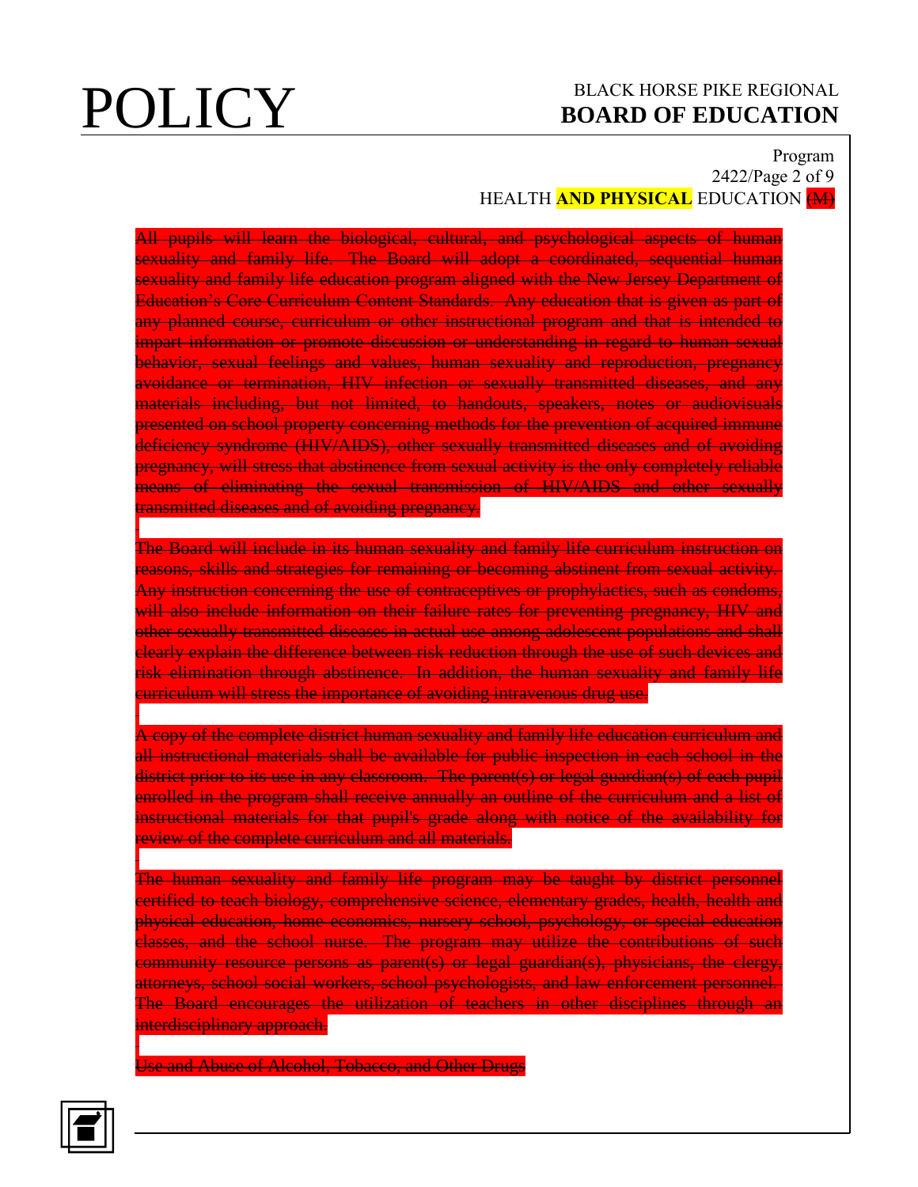All pupils will learn the biological, cultural, and psychological aspects of human sexuality and family life. The Board will adopt a coordinated, sequential human sexuality and family life education program aligned with the New Jersey Department of Education's Core Curriculum Content Standards. Any education that is given as part of any planned course, curriculum or other instructional program and that is intended to impart information or promote discussion or understanding in regard to human sexual behavior, sexual feelings and values, human sexuality and reproduction, pregnancy avoidance or termination, HIV infection or sexually transmitted diseases, and any materials including, but not limited, to handouts, speakers, notes or audiovisuals presented on school property concerning methods for the prevention of acquired immune deficiency syndrome (HIV/AIDS), other sexually transmitted diseases and of avoiding pregnancy, will stress that abstinence from sexual activity is the only completely reliable means of eliminating the sexual transmission of HIV/AIDS and other sexually transmitted diseases and of avoiding pregnancy.

The Board will include in its human sexuality and family life curriculum instruction on reasons, skills and strategies for remaining or becoming abstinent from sexual activity. Any instruction concerning the use of contraceptives or prophylactics, such as condoms, will also include information on their failure rates for preventing pregnancy, HIV and other sexually transmitted diseases in actual use among adolescent populations and shall clearly explain the difference between risk reduction through the use of such devices and risk elimination through abstinence. In addition, the human sexuality and family life curriculum will stress the importance of avoiding intravenous drug use.

A copy of the complete district human sexuality and family life education curriculum and all instructional materials shall be available for public inspection in each school in the district prior to its use in any classroom. The parent(s) or legal guardian(s) of each pupil enrolled in the program shall receive annually an outline of the curriculum and a list of instructional materials for that pupil's grade along with notice of the availability for review of the complete curriculum and all materials.

The human sexuality and family life program may be taught by district personnel certified to teach biology, comprehensive science, elementary grades, health, health and physical education, home economics, nursery school, psychology, or special education classes, and the school nurse. The program may utilize the contributions of such community resource persons as parent(s) or legal guardian(s), physicians, the clergy, attorneys, school social workers, school psychologists, and law enforcement personnel. The Board encourages the utilization of teachers in other disciplines through an interdisciplinary approach.

Use and Abuse of Alcohol, Tobacco, and Other Drugs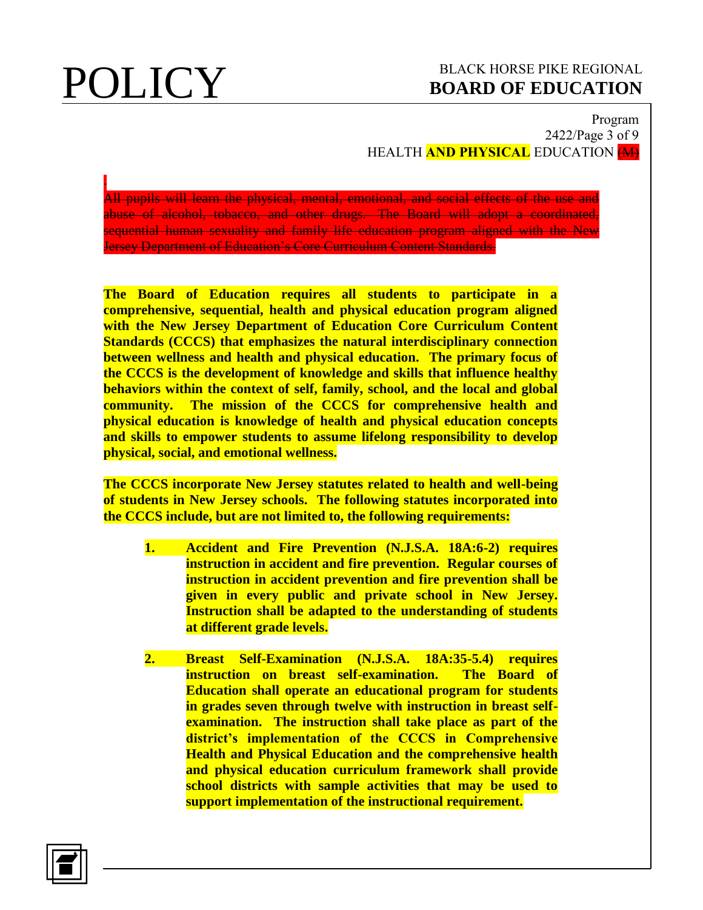All pupils will learn the physical, mental, emotional, and social effects of the use and abuse of alcohol, tobacco, and other drugs. The Board will adopt a coordinated, sequential human sexuality and family life education program aligned with the New Jersey Department of Education's Core Curriculum Content Standards.

**The Board of Education requires all students to participate in a comprehensive, sequential, health and physical education program aligned with the New Jersey Department of Education Core Curriculum Content Standards (CCCS) that emphasizes the natural interdisciplinary connection between wellness and health and physical education. The primary focus of the CCCS is the development of knowledge and skills that influence healthy behaviors within the context of self, family, school, and the local and global community. The mission of the CCCS for comprehensive health and physical education is knowledge of health and physical education concepts and skills to empower students to assume lifelong responsibility to develop physical, social, and emotional wellness.**

**The CCCS incorporate New Jersey statutes related to health and well-being of students in New Jersey schools. The following statutes incorporated into the CCCS include, but are not limited to, the following requirements:**

1. **Accident and Fire Prevention (N.J.S.A. 18A:6-2) requires instruction in accident and fire prevention. Regular courses of instruction in accident prevention and fire prevention shall be given in every public and private school in New Jersey. Instruction shall be adapted to the understanding of students at different grade levels.**

2. **Breast Self-Examination (N.J.S.A. 18A:35-5.4) requires instruction on breast self-examination. The Board of Education shall operate an educational program for students in grades seven through twelve with instruction in breast self-examination. The instruction shall take place as part of the district's implementation of the CCCS in Comprehensive Health and Physical Education and the comprehensive health and physical education curriculum framework shall provide school districts with sample activities that may be used to support implementation of the instructional requirement.**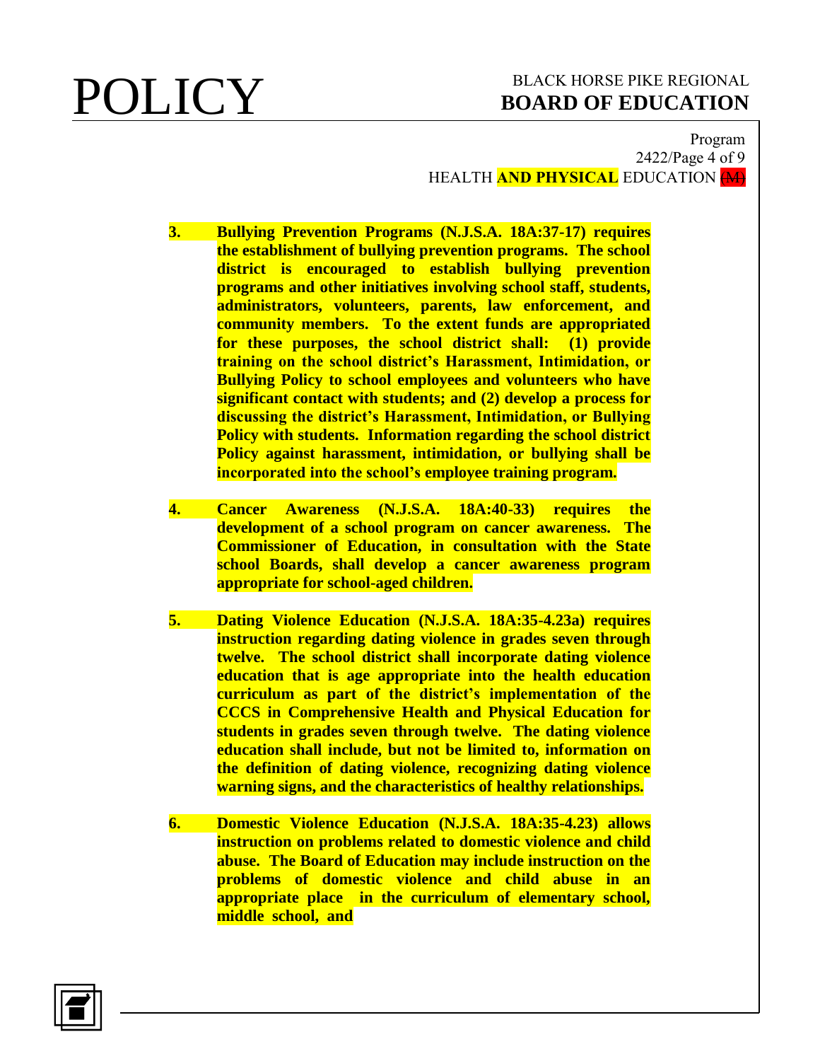3. **Bullying Prevention Programs (N.J.S.A. 18A:37-17) requires the establishment of bullying prevention programs. The school district is encouraged to establish bullying prevention programs and other initiatives involving school staff, students, administrators, volunteers, parents, law enforcement, and community members. To the extent funds are appropriated for these purposes, the school district shall: (1) provide training on the school district's Harassment, Intimidation, or Bullying Policy to school employees and volunteers who have significant contact with students; and (2) develop a process for discussing the district's Harassment, Intimidation, or Bullying Policy with students. Information regarding the school district Policy against harassment, intimidation, or bullying shall be incorporated into the school's employee training program.**

4. **Cancer Awareness (N.J.S.A. 18A:40-33) requires the development of a school program on cancer awareness. The Commissioner of Education, in consultation with the State school Boards, shall develop a cancer awareness program appropriate for school-aged children.**

5. **Dating Violence Education (N.J.S.A. 18A:35-4.23a) requires instruction regarding dating violence in grades seven through twelve. The school district shall incorporate dating violence education that is age appropriate into the health education curriculum as part of the district's implementation of the CCCS in Comprehensive Health and Physical Education for students in grades seven through twelve. The dating violence education shall include, but not be limited to, information on the definition of dating violence, recognizing dating violence warning signs, and the characteristics of healthy relationships.**

6. **Domestic Violence Education (N.J.S.A. 18A:35-4.23) allows instruction on problems related to domestic violence and child abuse. The Board of Education may include instruction on the problems of domestic violence and child abuse in an appropriate place in the curriculum of elementary school, middle school, and**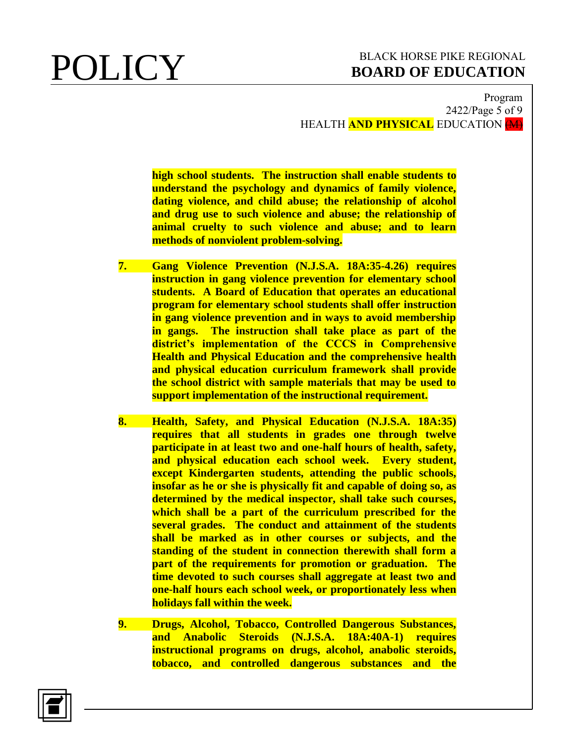**high school students. The instruction shall enable students to understand the psychology and dynamics of family violence, dating violence, and child abuse; the relationship of alcohol and drug use to such violence and abuse; the relationship of animal cruelty to such violence and abuse; and to learn methods of nonviolent problem-solving.**

7. **Gang Violence Prevention (N.J.S.A. 18A:35-4.26) requires instruction in gang violence prevention for elementary school students. A Board of Education that operates an educational program for elementary school students shall offer instruction in gang violence prevention and in ways to avoid membership in gangs. The instruction shall take place as part of the district's implementation of the CCCS in Comprehensive Health and Physical Education and the comprehensive health and physical education curriculum framework shall provide the school district with sample materials that may be used to support implementation of the instructional requirement.**

8. **Health, Safety, and Physical Education (N.J.S.A. 18A:35) requires that all students in grades one through twelve participate in at least two and one-half hours of health, safety, and physical education each school week. Every student, except Kindergarten students, attending the public schools, insofar as he or she is physically fit and capable of doing so, as determined by the medical inspector, shall take such courses, which shall be a part of the curriculum prescribed for the several grades. The conduct and attainment of the students shall be marked as in other courses or subjects, and the standing of the student in connection therewith shall form a part of the requirements for promotion or graduation. The time devoted to such courses shall aggregate at least two and one-half hours each school week, or proportionately less when holidays fall within the week.**

9. **Drugs, Alcohol, Tobacco, Controlled Dangerous Substances, and Anabolic Steroids (N.J.S.A. 18A:40A-1) requires instructional programs on drugs, alcohol, anabolic steroids, tobacco, and controlled dangerous substances and the**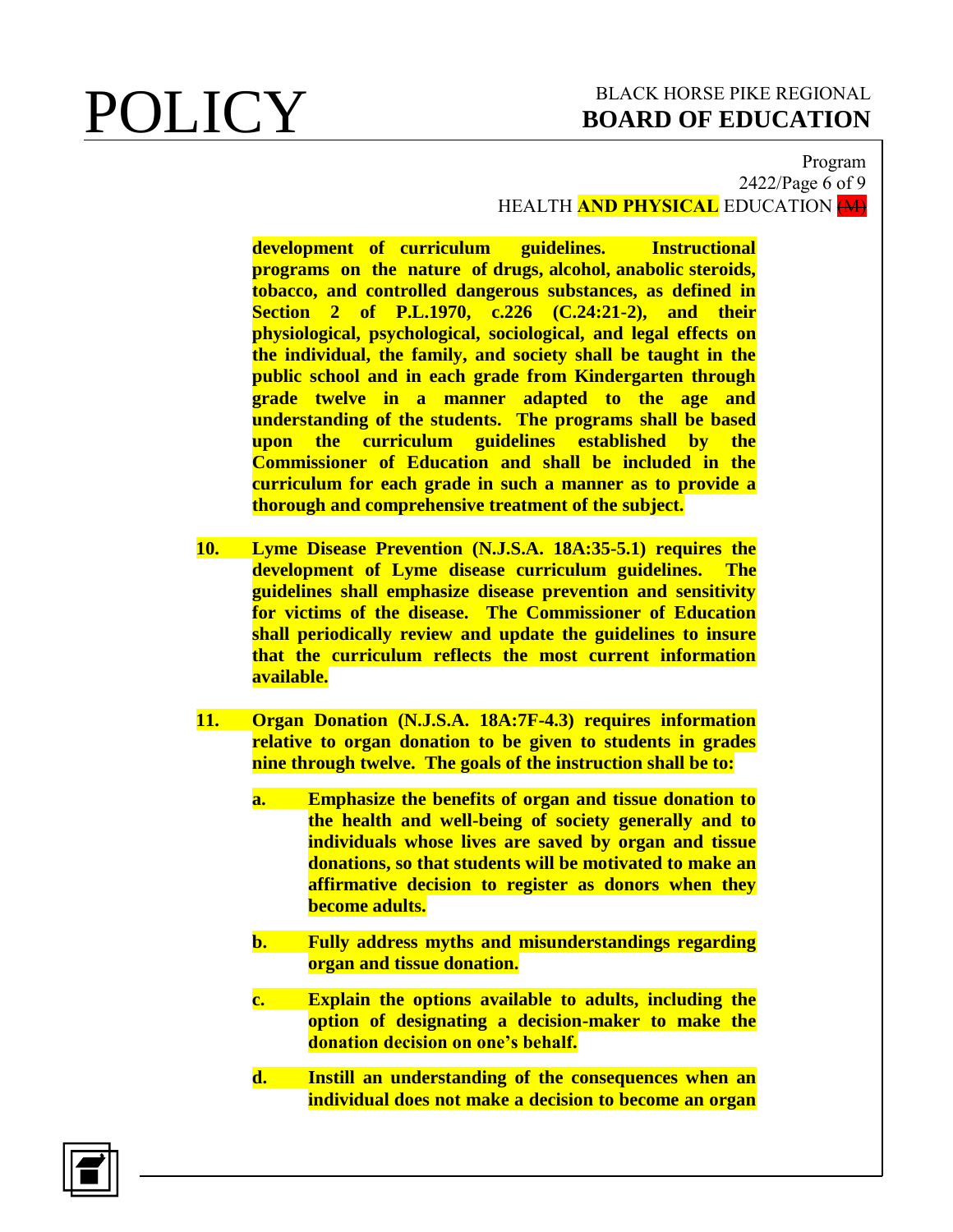**development of curriculum guidelines. Instructional programs on the nature of drugs, alcohol, anabolic steroids, tobacco, and controlled dangerous substances, as defined in Section 2 of P.L.1970, c.226 (C.24:21-2), and their physiological, psychological, sociological, and legal effects on the individual, the family, and society shall be taught in the public school and in each grade from Kindergarten through grade twelve in a manner adapted to the age and understanding of the students. The programs shall be based upon the curriculum guidelines established by the Commissioner of Education and shall be included in the curriculum for each grade in such a manner as to provide a thorough and comprehensive treatment of the subject.**

10. **Lyme Disease Prevention (N.J.S.A. 18A:35-5.1) requires the development of Lyme disease curriculum guidelines. The guidelines shall emphasize disease prevention and sensitivity for victims of the disease. The Commissioner of Education shall periodically review and update the guidelines to insure that the curriculum reflects the most current information available.**

11. **Organ Donation (N.J.S.A. 18A:7F-4.3) requires information relative to organ donation to be given to students in grades nine through twelve. The goals of the instruction shall be to:**

    a. **Emphasize the benefits of organ and tissue donation to the health and well-being of society generally and to individuals whose lives are saved by organ and tissue donations, so that students will be motivated to make an affirmative decision to register as donors when they become adults.**

    b. **Fully address myths and misunderstandings regarding organ and tissue donation.**

    c. **Explain the options available to adults, including the option of designating a decision-maker to make the donation decision on one's behalf.**

    d. **Instill an understanding of the consequences when an individual does not make a decision to become an organ**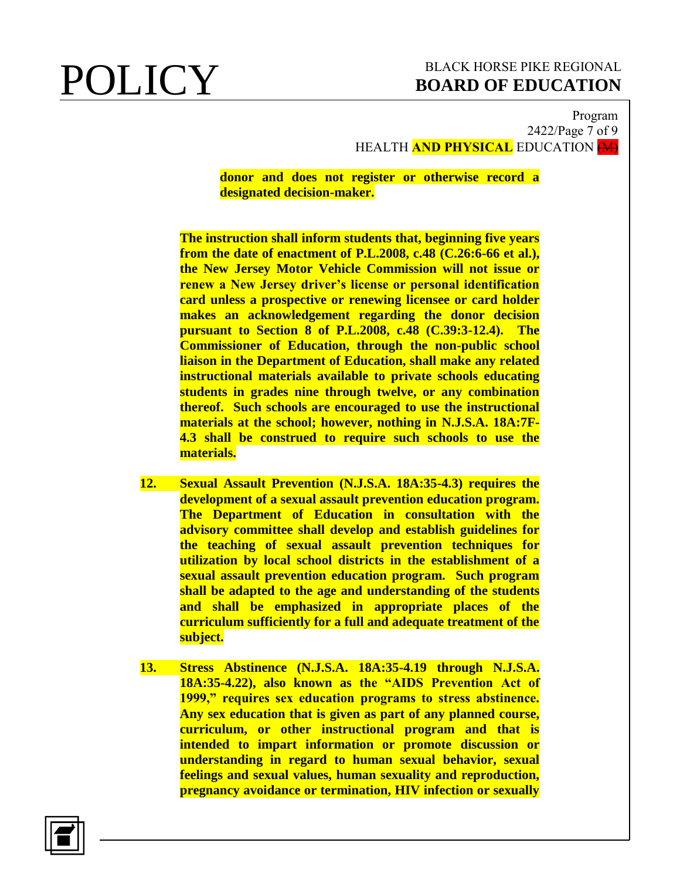**donor and does not register or otherwise record a designated decision-maker.**

**The instruction shall inform students that, beginning five years from the date of enactment of P.L.2008, c.48 (C.26:6-66 et al.), the New Jersey Motor Vehicle Commission will not issue or renew a New Jersey driver's license or personal identification card unless a prospective or renewing licensee or card holder makes an acknowledgement regarding the donor decision pursuant to Section 8 of P.L.2008, c.48 (C.39:3-12.4). The Commissioner of Education, through the non-public school liaison in the Department of Education, shall make any related instructional materials available to private schools educating students in grades nine through twelve, or any combination thereof. Such schools are encouraged to use the instructional materials at the school; however, nothing in N.J.S.A. 18A:7F-4.3 shall be construed to require such schools to use the materials.**

12. **Sexual Assault Prevention (N.J.S.A. 18A:35-4.3) requires the development of a sexual assault prevention education program. The Department of Education in consultation with the advisory committee shall develop and establish guidelines for the teaching of sexual assault prevention techniques for utilization by local school districts in the establishment of a sexual assault prevention education program. Such program shall be adapted to the age and understanding of the students and shall be emphasized in appropriate places of the curriculum sufficiently for a full and adequate treatment of the subject.**

13. **Stress Abstinence (N.J.S.A. 18A:35-4.19 through N.J.S.A. 18A:35-4.22), also known as the "AIDS Prevention Act of 1999," requires sex education programs to stress abstinence. Any sex education that is given as part of any planned course, curriculum, or other instructional program and that is intended to impart information or promote discussion or understanding in regard to human sexual behavior, sexual feelings and sexual values, human sexuality and reproduction, pregnancy avoidance or termination, HIV infection or sexually**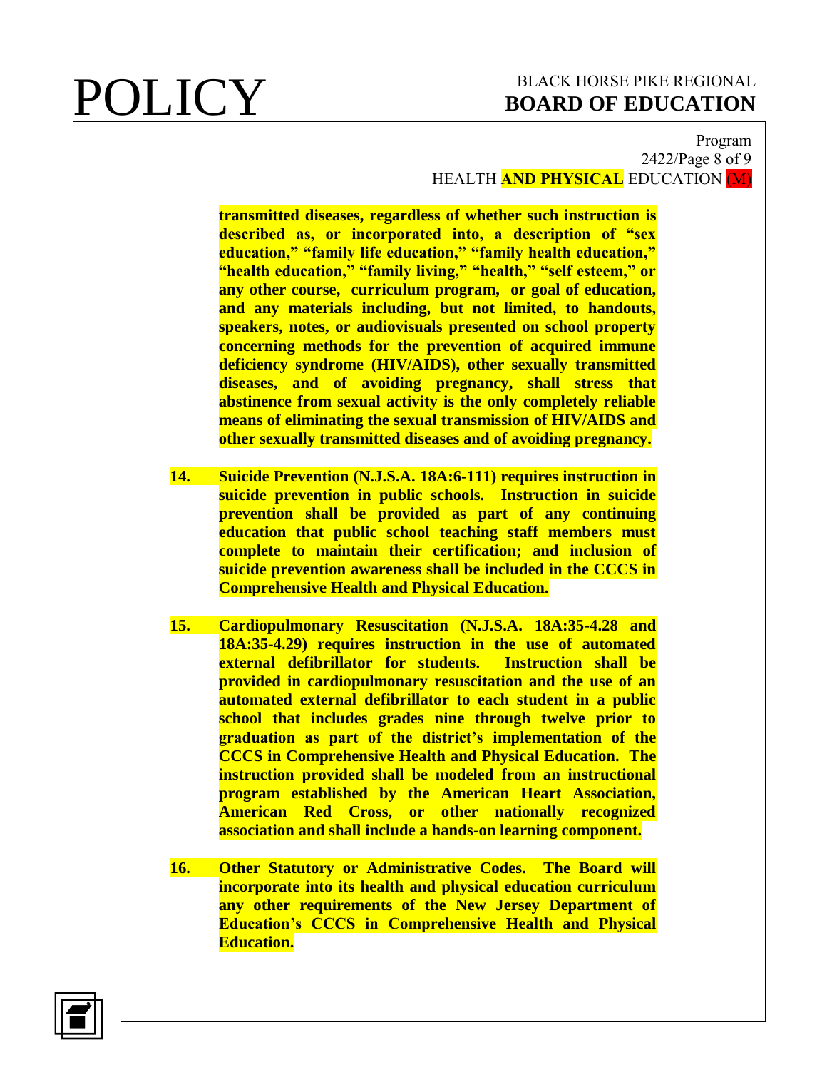**transmitted diseases, regardless of whether such instruction is described as, or incorporated into, a description of "sex education," "family life education," "family health education," "health education," "family living," "health," "self esteem," or any other course, curriculum program, or goal of education, and any materials including, but not limited, to handouts, speakers, notes, or audiovisuals presented on school property concerning methods for the prevention of acquired immune deficiency syndrome (HIV/AIDS), other sexually transmitted diseases, and of avoiding pregnancy, shall stress that abstinence from sexual activity is the only completely reliable means of eliminating the sexual transmission of HIV/AIDS and other sexually transmitted diseases and of avoiding pregnancy.**

**14. Suicide Prevention (N.J.S.A. 18A:6-111) requires instruction in suicide prevention in public schools. Instruction in suicide prevention shall be provided as part of any continuing education that public school teaching staff members must complete to maintain their certification; and inclusion of suicide prevention awareness shall be included in the CCCS in Comprehensive Health and Physical Education.**

**15. Cardiopulmonary Resuscitation (N.J.S.A. 18A:35-4.28 and 18A:35-4.29) requires instruction in the use of automated external defibrillator for students. Instruction shall be provided in cardiopulmonary resuscitation and the use of an automated external defibrillator to each student in a public school that includes grades nine through twelve prior to graduation as part of the district's implementation of the CCCS in Comprehensive Health and Physical Education. The instruction provided shall be modeled from an instructional program established by the American Heart Association, American Red Cross, or other nationally recognized association and shall include a hands-on learning component.**

**16. Other Statutory or Administrative Codes. The Board will incorporate into its health and physical education curriculum any other requirements of the New Jersey Department of Education's CCCS in Comprehensive Health and Physical Education.**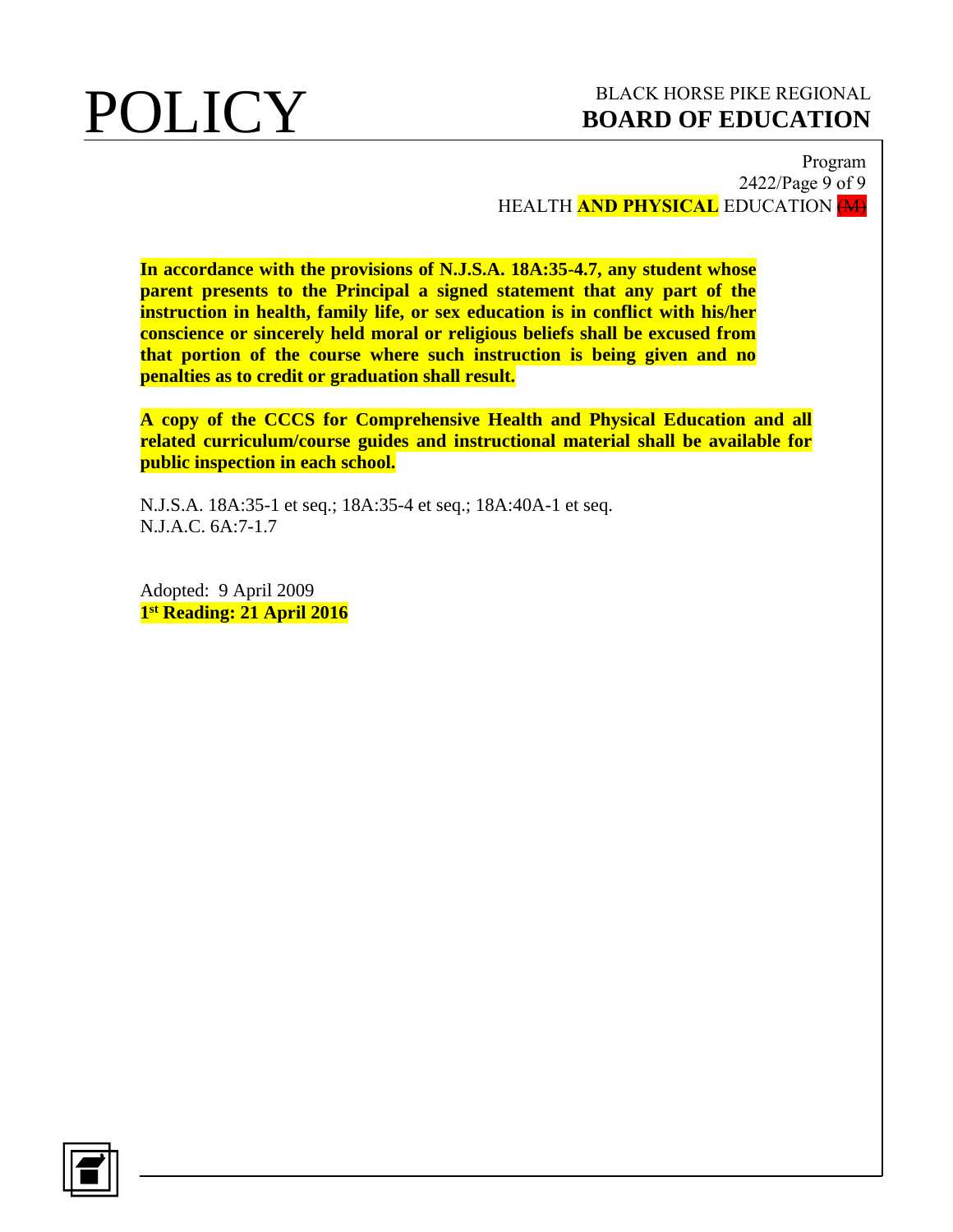**In accordance with the provisions of N.J.S.A. 18A:35-4.7, any student whose parent presents to the Principal a signed statement that any part of the instruction in health, family life, or sex education is in conflict with his/her conscience or sincerely held moral or religious beliefs shall be excused from that portion of the course where such instruction is being given and no penalties as to credit or graduation shall result.**

**A copy of the CCCS for Comprehensive Health and Physical Education and all related curriculum/course guides and instructional material shall be available for public inspection in each school.**

N.J.S.A. 18A:35-1 et seq.; 18A:35-4 et seq.; 18A:40A-1 et seq.
N.J.A.C. 6A:7-1.7

Adopted: 9 April 2009
**1st Reading: 21 April 2016**